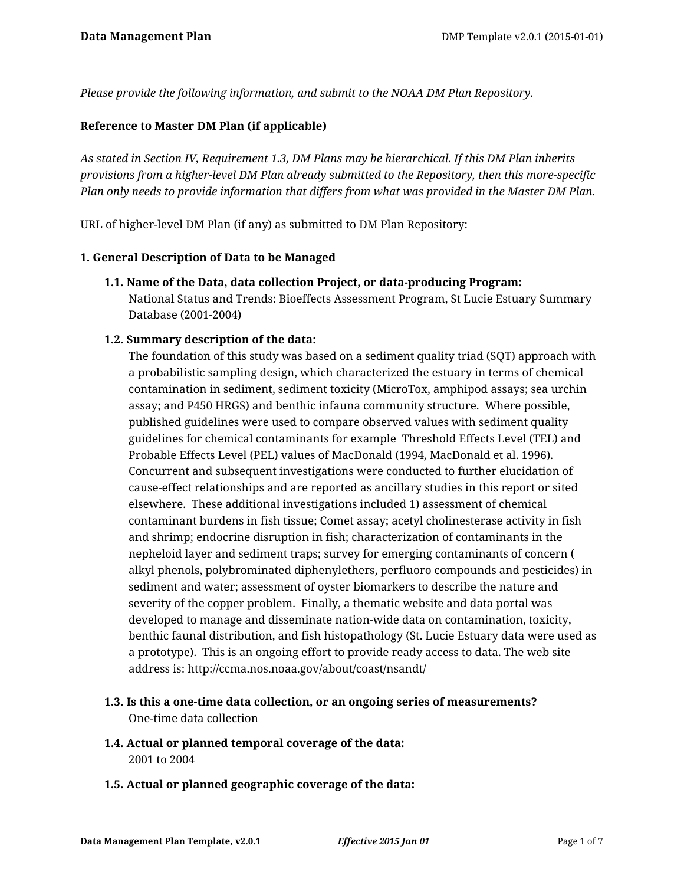*Please provide the following information, and submit to the NOAA DM Plan Repository.*

**Reference to Master DM Plan (if applicable)**

*As stated in Section IV, Requirement 1.3, DM Plans may be hierarchical. If this DM Plan inherits provisions from a higher-level DM Plan already submitted to the Repository, then this more-specific Plan only needs to provide information that differs from what was provided in the Master DM Plan.*

URL of higher-level DM Plan (if any) as submitted to DM Plan Repository:

**1. General Description of Data to be Managed**

**1.1. Name of the Data, data collection Project, or data-producing Program:**
National Status and Trends: Bioeffects Assessment Program, St Lucie Estuary Summary Database (2001-2004)

**1.2. Summary description of the data:**
The foundation of this study was based on a sediment quality triad (SQT) approach with a probabilistic sampling design, which characterized the estuary in terms of chemical contamination in sediment, sediment toxicity (MicroTox, amphipod assays; sea urchin assay; and P450 HRGS) and benthic infauna community structure. Where possible, published guidelines were used to compare observed values with sediment quality guidelines for chemical contaminants for example Threshold Effects Level (TEL) and Probable Effects Level (PEL) values of MacDonald (1994, MacDonald et al. 1996). Concurrent and subsequent investigations were conducted to further elucidation of cause-effect relationships and are reported as ancillary studies in this report or sited elsewhere. These additional investigations included 1) assessment of chemical contaminant burdens in fish tissue; Comet assay; acetyl cholinesterase activity in fish and shrimp; endocrine disruption in fish; characterization of contaminants in the nepheloid layer and sediment traps; survey for emerging contaminants of concern ( alkyl phenols, polybrominated diphenylethers, perfluoro compounds and pesticides) in sediment and water; assessment of oyster biomarkers to describe the nature and severity of the copper problem. Finally, a thematic website and data portal was developed to manage and disseminate nation-wide data on contamination, toxicity, benthic faunal distribution, and fish histopathology (St. Lucie Estuary data were used as a prototype). This is an ongoing effort to provide ready access to data. The web site address is: http://ccma.nos.noaa.gov/about/coast/nsandt/

**1.3. Is this a one-time data collection, or an ongoing series of measurements?**
One-time data collection

**1.4. Actual or planned temporal coverage of the data:**
2001 to 2004

**1.5. Actual or planned geographic coverage of the data:**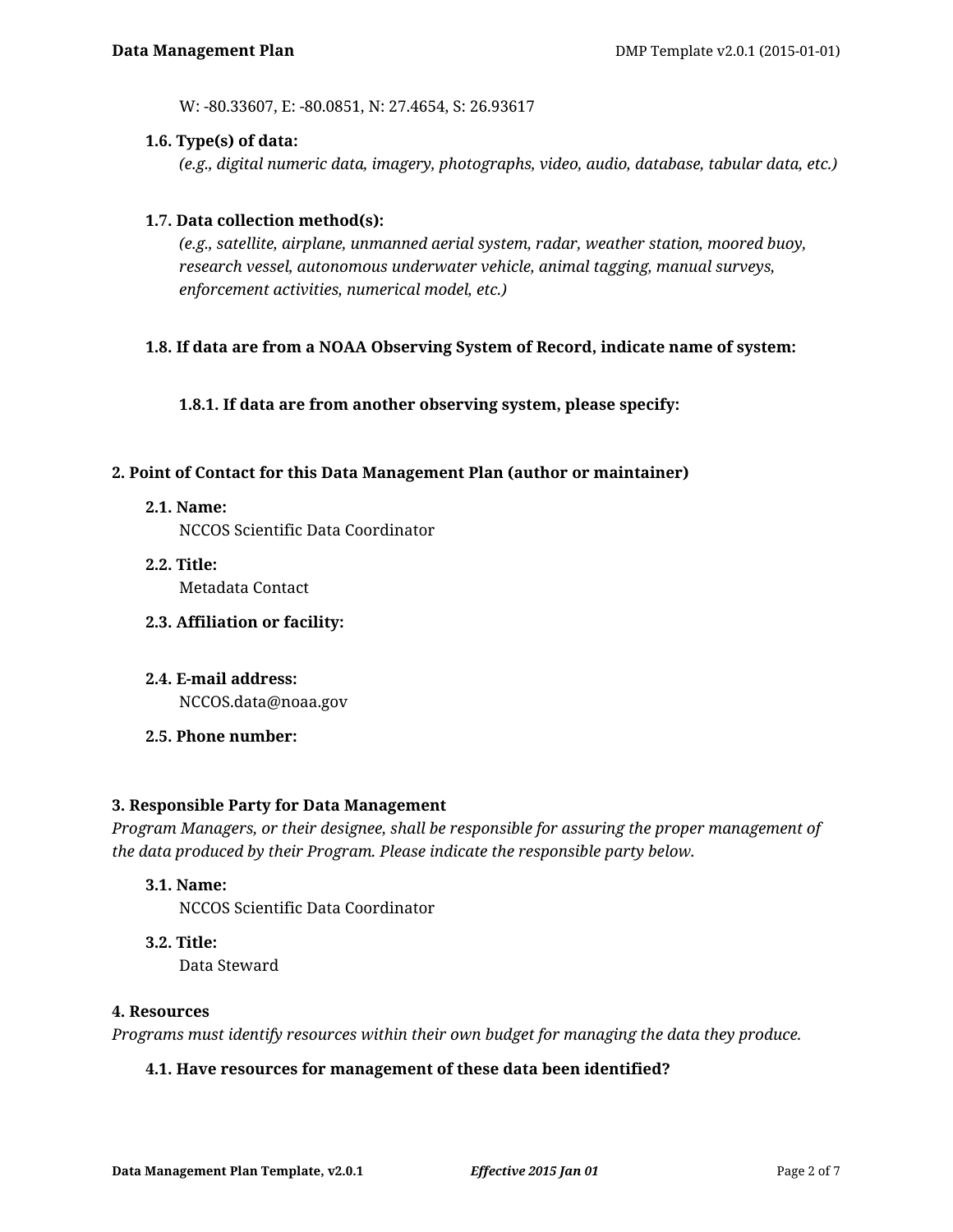W: -80.33607, E: -80.0851, N: 27.4654, S: 26.93617

**1.6. Type(s) of data:**

*(e.g., digital numeric data, imagery, photographs, video, audio, database, tabular data, etc.)*

**1.7. Data collection method(s):**

*(e.g., satellite, airplane, unmanned aerial system, radar, weather station, moored buoy, research vessel, autonomous underwater vehicle, animal tagging, manual surveys, enforcement activities, numerical model, etc.)*

**1.8. If data are from a NOAA Observing System of Record, indicate name of system:**

**1.8.1. If data are from another observing system, please specify:**

## 2. Point of Contact for this Data Management Plan (author or maintainer)

**2.1. Name:**

NCCOS Scientific Data Coordinator

**2.2. Title:**

Metadata Contact

**2.3. Affiliation or facility:**

**2.4. E-mail address:**

NCCOS.data@noaa.gov

**2.5. Phone number:**

## 3. Responsible Party for Data Management

*Program Managers, or their designee, shall be responsible for assuring the proper management of the data produced by their Program. Please indicate the responsible party below.*

**3.1. Name:**

NCCOS Scientific Data Coordinator

**3.2. Title:**

Data Steward

## 4. Resources

*Programs must identify resources within their own budget for managing the data they produce.*

**4.1. Have resources for management of these data been identified?**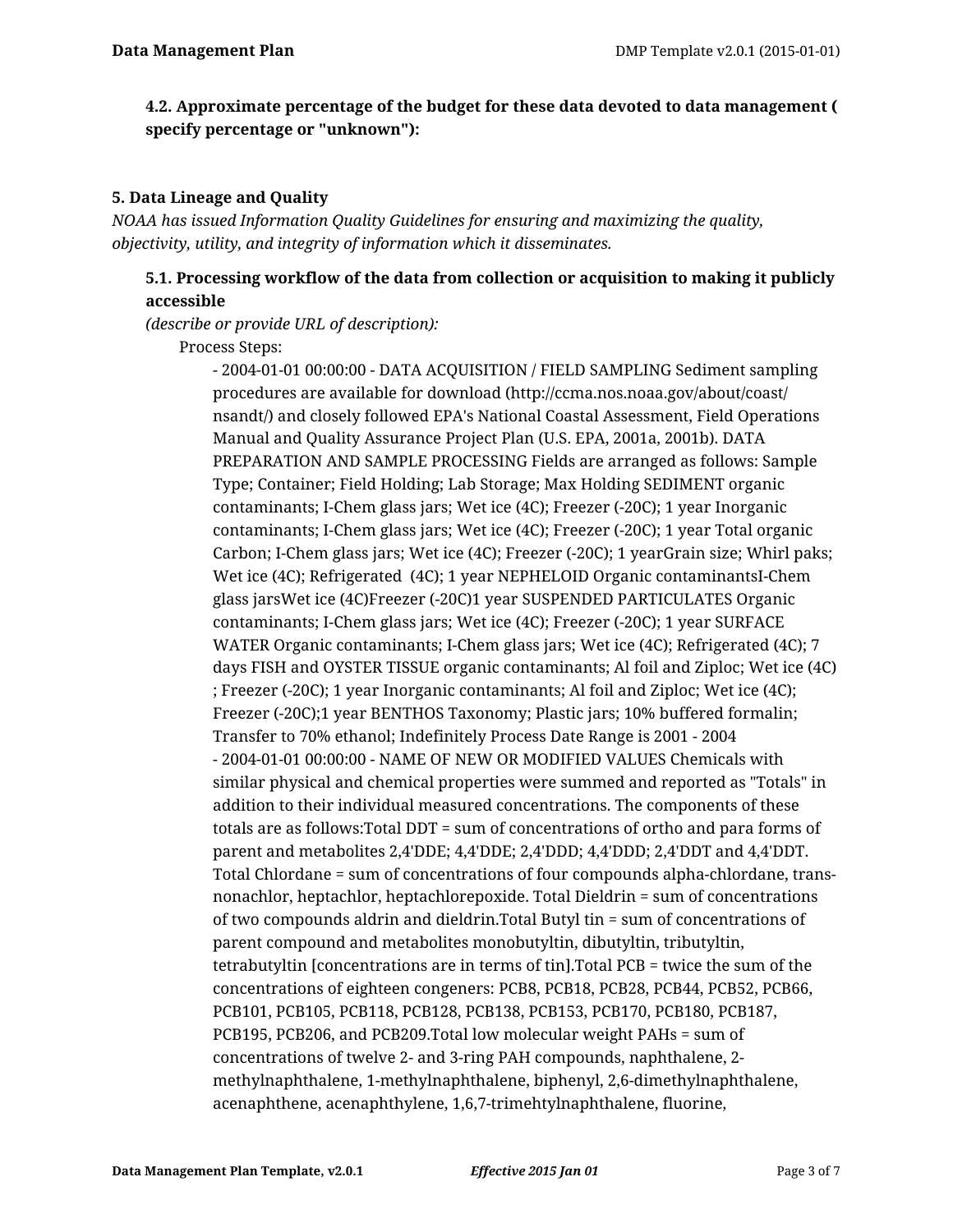**4.2. Approximate percentage of the budget for these data devoted to data management ( specify percentage or "unknown"):**

**5. Data Lineage and Quality**

*NOAA has issued Information Quality Guidelines for ensuring and maximizing the quality, objectivity, utility, and integrity of information which it disseminates.*

**5.1. Processing workflow of the data from collection or acquisition to making it publicly accessible**

*(describe or provide URL of description):*

Process Steps:

- 2004-01-01 00:00:00 - DATA ACQUISITION / FIELD SAMPLING Sediment sampling procedures are available for download (http://ccma.nos.noaa.gov/about/coast/nsandt/) and closely followed EPA's National Coastal Assessment, Field Operations Manual and Quality Assurance Project Plan (U.S. EPA, 2001a, 2001b). DATA PREPARATION AND SAMPLE PROCESSING Fields are arranged as follows: Sample Type; Container; Field Holding; Lab Storage; Max Holding SEDIMENT organic contaminants; I-Chem glass jars; Wet ice (4C); Freezer (-20C); 1 year Inorganic contaminants; I-Chem glass jars; Wet ice (4C); Freezer (-20C); 1 year Total organic Carbon; I-Chem glass jars; Wet ice (4C); Freezer (-20C); 1 yearGrain size; Whirl paks; Wet ice (4C); Refrigerated (4C); 1 year NEPHELOID Organic contaminantsI-Chem glass jarsWet ice (4C)Freezer (-20C)1 year SUSPENDED PARTICULATES Organic contaminants; I-Chem glass jars; Wet ice (4C); Freezer (-20C); 1 year SURFACE WATER Organic contaminants; I-Chem glass jars; Wet ice (4C); Refrigerated (4C); 7 days FISH and OYSTER TISSUE organic contaminants; Al foil and Ziploc; Wet ice (4C) ; Freezer (-20C); 1 year Inorganic contaminants; Al foil and Ziploc; Wet ice (4C); Freezer (-20C);1 year BENTHOS Taxonomy; Plastic jars; 10% buffered formalin; Transfer to 70% ethanol; Indefinitely Process Date Range is 2001 - 2004
- 2004-01-01 00:00:00 - NAME OF NEW OR MODIFIED VALUES Chemicals with similar physical and chemical properties were summed and reported as "Totals" in addition to their individual measured concentrations. The components of these totals are as follows:Total DDT = sum of concentrations of ortho and para forms of parent and metabolites 2,4'DDE; 4,4'DDE; 2,4'DDD; 4,4'DDD; 2,4'DDT and 4,4'DDT. Total Chlordane = sum of concentrations of four compounds alpha-chlordane, trans-nonachlor, heptachlor, heptachlorepoxide. Total Dieldrin = sum of concentrations of two compounds aldrin and dieldrin.Total Butyl tin = sum of concentrations of parent compound and metabolites monobutyltin, dibutyltin, tributyltin, tetrabutyltin [concentrations are in terms of tin].Total PCB = twice the sum of the concentrations of eighteen congeners: PCB8, PCB18, PCB28, PCB44, PCB52, PCB66, PCB101, PCB105, PCB118, PCB128, PCB138, PCB153, PCB170, PCB180, PCB187, PCB195, PCB206, and PCB209.Total low molecular weight PAHs = sum of concentrations of twelve 2- and 3-ring PAH compounds, naphthalene, 2-methylnaphthalene, 1-methylnaphthalene, biphenyl, 2,6-dimethylnaphthalene, acenaphthene, acenaphthylene, 1,6,7-trimehtylnaphthalene, fluorine,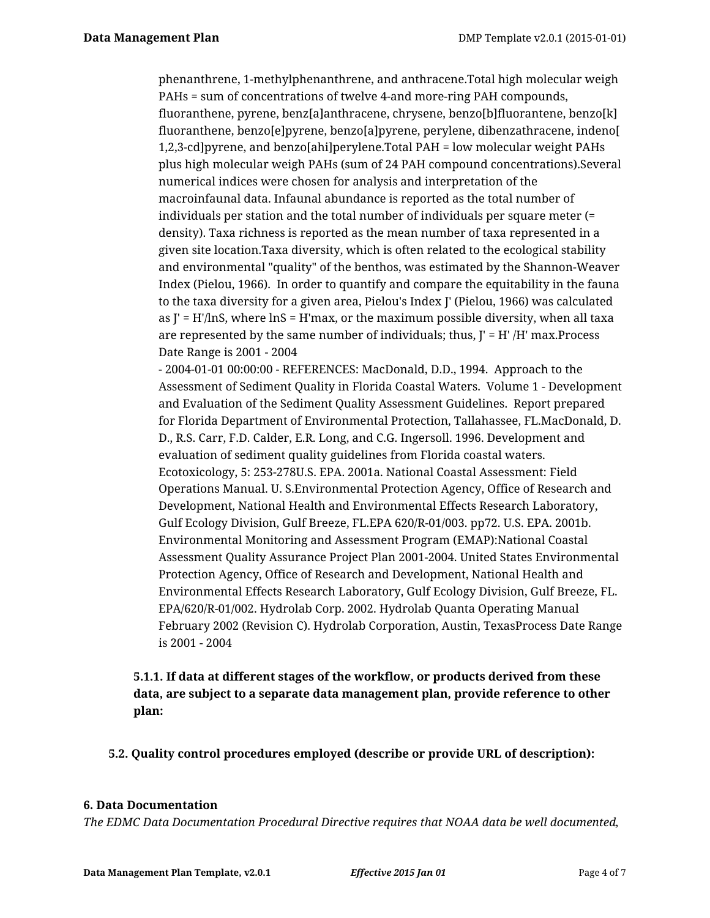phenanthrene, 1-methylphenanthrene, and anthracene.Total high molecular weigh PAHs = sum of concentrations of twelve 4-and more-ring PAH compounds, fluoranthene, pyrene, benz[a]anthracene, chrysene, benzo[b]fluorantene, benzo[k] fluoranthene, benzo[e]pyrene, benzo[a]pyrene, perylene, dibenzathracene, indeno[ 1,2,3-cd]pyrene, and benzo[ahi]perylene.Total PAH = low molecular weight PAHs plus high molecular weigh PAHs (sum of 24 PAH compound concentrations).Several numerical indices were chosen for analysis and interpretation of the macroinfaunal data. Infaunal abundance is reported as the total number of individuals per station and the total number of individuals per square meter (= density). Taxa richness is reported as the mean number of taxa represented in a given site location.Taxa diversity, which is often related to the ecological stability and environmental "quality" of the benthos, was estimated by the Shannon-Weaver Index (Pielou, 1966). In order to quantify and compare the equitability in the fauna to the taxa diversity for a given area, Pielou's Index J' (Pielou, 1966) was calculated as J' = H'/lnS, where lnS = H'max, or the maximum possible diversity, when all taxa are represented by the same number of individuals; thus, J' = H' /H' max.Process Date Range is 2001 - 2004

- 2004-01-01 00:00:00 - REFERENCES: MacDonald, D.D., 1994. Approach to the Assessment of Sediment Quality in Florida Coastal Waters. Volume 1 - Development and Evaluation of the Sediment Quality Assessment Guidelines. Report prepared for Florida Department of Environmental Protection, Tallahassee, FL.MacDonald, D. D., R.S. Carr, F.D. Calder, E.R. Long, and C.G. Ingersoll. 1996. Development and evaluation of sediment quality guidelines from Florida coastal waters. Ecotoxicology, 5: 253-278U.S. EPA. 2001a. National Coastal Assessment: Field Operations Manual. U. S.Environmental Protection Agency, Office of Research and Development, National Health and Environmental Effects Research Laboratory, Gulf Ecology Division, Gulf Breeze, FL.EPA 620/R-01/003. pp72. U.S. EPA. 2001b. Environmental Monitoring and Assessment Program (EMAP):National Coastal Assessment Quality Assurance Project Plan 2001-2004. United States Environmental Protection Agency, Office of Research and Development, National Health and Environmental Effects Research Laboratory, Gulf Ecology Division, Gulf Breeze, FL. EPA/620/R-01/002. Hydrolab Corp. 2002. Hydrolab Quanta Operating Manual February 2002 (Revision C). Hydrolab Corporation, Austin, TexasProcess Date Range is 2001 - 2004

**5.1.1. If data at different stages of the workflow, or products derived from these data, are subject to a separate data management plan, provide reference to other plan:**

**5.2. Quality control procedures employed (describe or provide URL of description):**

## 6. Data Documentation

*The EDMC Data Documentation Procedural Directive requires that NOAA data be well documented,*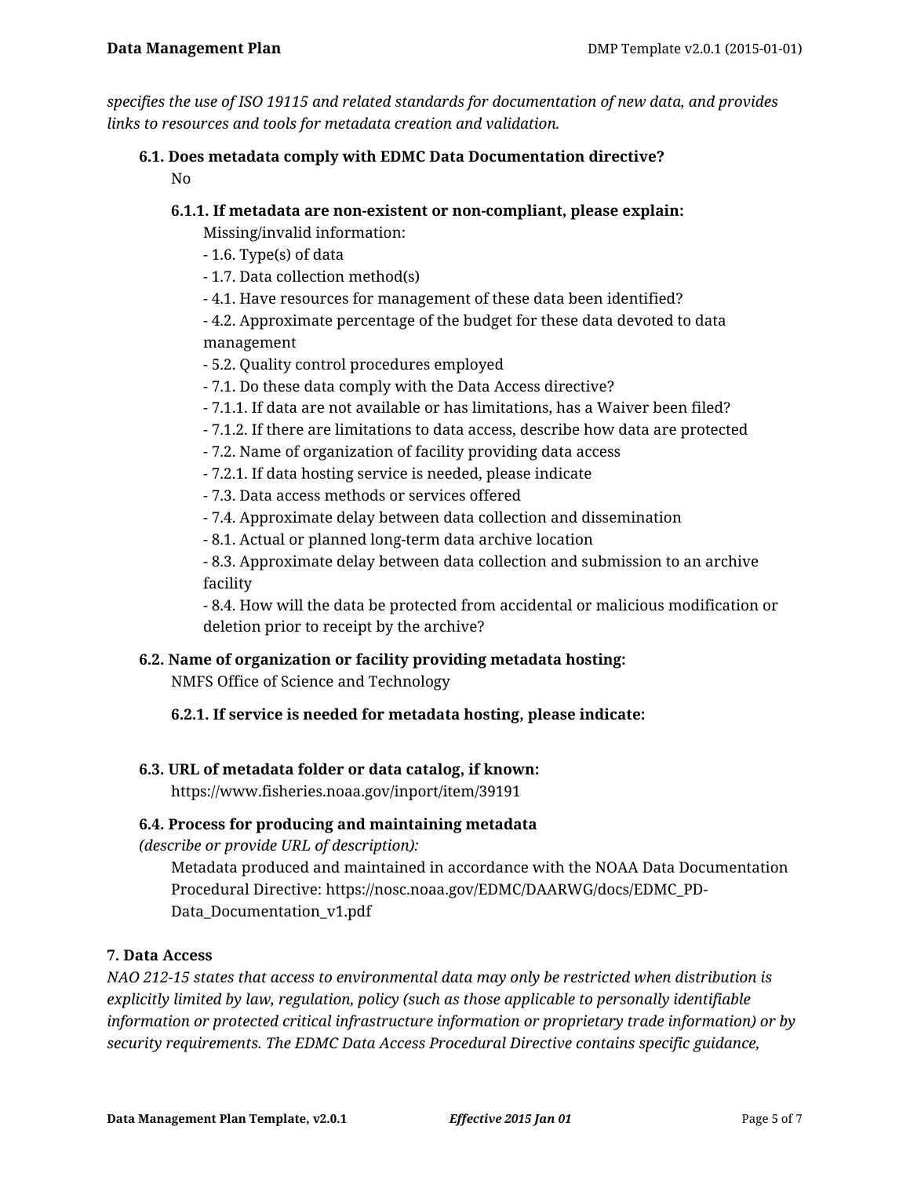*specifies the use of ISO 19115 and related standards for documentation of new data, and provides links to resources and tools for metadata creation and validation.*

**6.1. Does metadata comply with EDMC Data Documentation directive?**

No

**6.1.1. If metadata are non-existent or non-compliant, please explain:**

Missing/invalid information:
- 1.6. Type(s) of data
- 1.7. Data collection method(s)
- 4.1. Have resources for management of these data been identified?
- 4.2. Approximate percentage of the budget for these data devoted to data management
- 5.2. Quality control procedures employed
- 7.1. Do these data comply with the Data Access directive?
- 7.1.1. If data are not available or has limitations, has a Waiver been filed?
- 7.1.2. If there are limitations to data access, describe how data are protected
- 7.2. Name of organization of facility providing data access
- 7.2.1. If data hosting service is needed, please indicate
- 7.3. Data access methods or services offered
- 7.4. Approximate delay between data collection and dissemination
- 8.1. Actual or planned long-term data archive location
- 8.3. Approximate delay between data collection and submission to an archive facility
- 8.4. How will the data be protected from accidental or malicious modification or deletion prior to receipt by the archive?

**6.2. Name of organization or facility providing metadata hosting:**

NMFS Office of Science and Technology

**6.2.1. If service is needed for metadata hosting, please indicate:**

**6.3. URL of metadata folder or data catalog, if known:**

https://www.fisheries.noaa.gov/inport/item/39191

**6.4. Process for producing and maintaining metadata**
*(describe or provide URL of description):*

Metadata produced and maintained in accordance with the NOAA Data Documentation Procedural Directive: https://nosc.noaa.gov/EDMC/DAARWG/docs/EDMC_PD-Data_Documentation_v1.pdf

**7. Data Access**

*NAO 212-15 states that access to environmental data may only be restricted when distribution is explicitly limited by law, regulation, policy (such as those applicable to personally identifiable information or protected critical infrastructure information or proprietary trade information) or by security requirements. The EDMC Data Access Procedural Directive contains specific guidance,*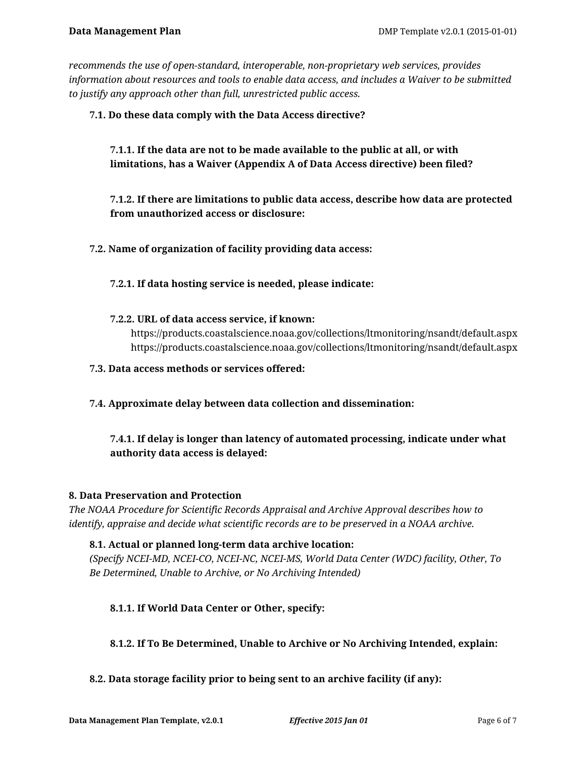*recommends the use of open-standard, interoperable, non-proprietary web services, provides information about resources and tools to enable data access, and includes a Waiver to be submitted to justify any approach other than full, unrestricted public access.*

**7.1. Do these data comply with the Data Access directive?**

**7.1.1. If the data are not to be made available to the public at all, or with limitations, has a Waiver (Appendix A of Data Access directive) been filed?**

**7.1.2. If there are limitations to public data access, describe how data are protected from unauthorized access or disclosure:**

**7.2. Name of organization of facility providing data access:**

**7.2.1. If data hosting service is needed, please indicate:**

**7.2.2. URL of data access service, if known:**

https://products.coastalscience.noaa.gov/collections/ltmonitoring/nsandt/default.aspx
https://products.coastalscience.noaa.gov/collections/ltmonitoring/nsandt/default.aspx

**7.3. Data access methods or services offered:**

**7.4. Approximate delay between data collection and dissemination:**

**7.4.1. If delay is longer than latency of automated processing, indicate under what authority data access is delayed:**

## 8. Data Preservation and Protection

*The NOAA Procedure for Scientific Records Appraisal and Archive Approval describes how to identify, appraise and decide what scientific records are to be preserved in a NOAA archive.*

**8.1. Actual or planned long-term data archive location:**
*(Specify NCEI-MD, NCEI-CO, NCEI-NC, NCEI-MS, World Data Center (WDC) facility, Other, To Be Determined, Unable to Archive, or No Archiving Intended)*

**8.1.1. If World Data Center or Other, specify:**

**8.1.2. If To Be Determined, Unable to Archive or No Archiving Intended, explain:**

**8.2. Data storage facility prior to being sent to an archive facility (if any):**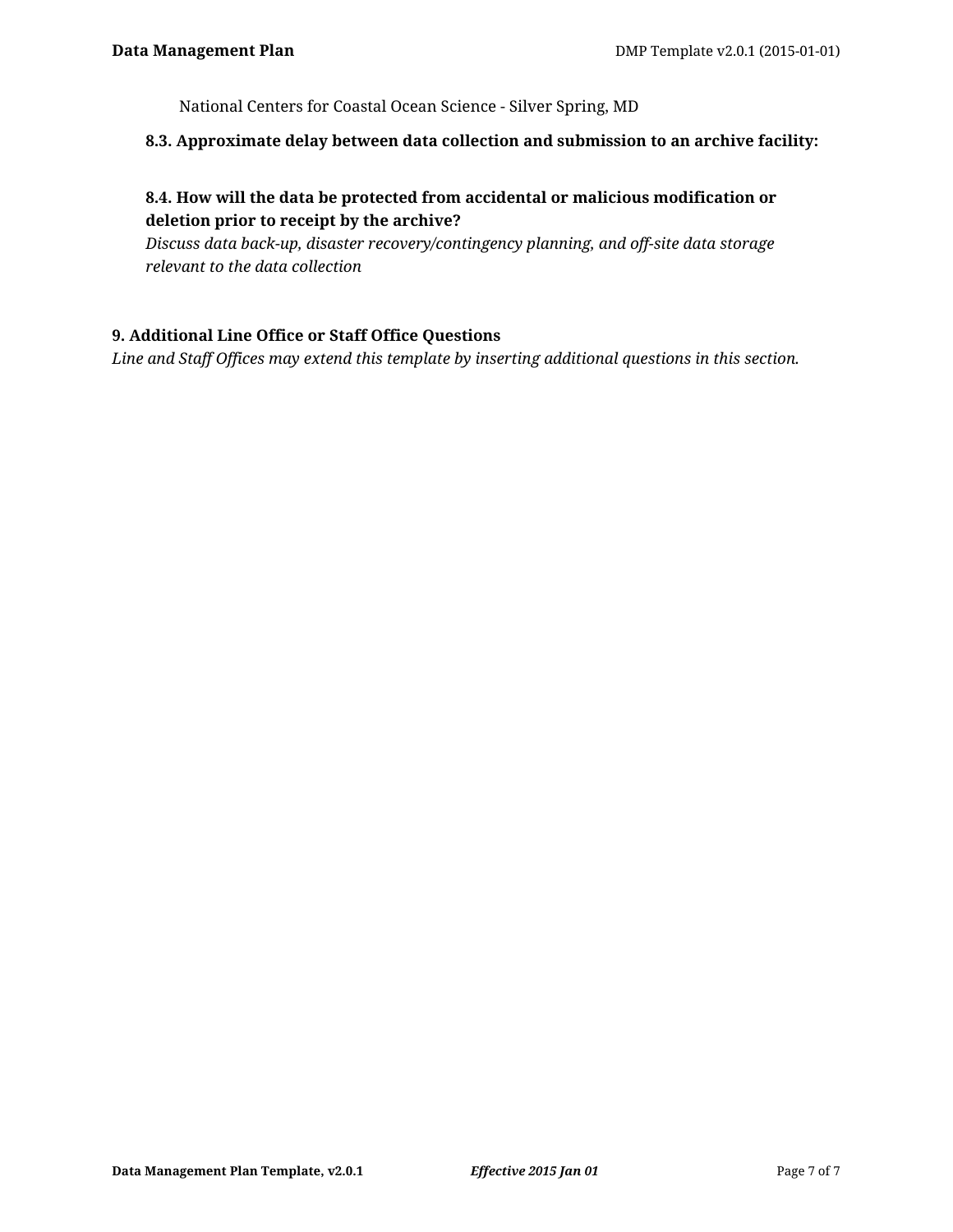National Centers for Coastal Ocean Science - Silver Spring, MD

### 8.3. Approximate delay between data collection and submission to an archive facility:

### 8.4. How will the data be protected from accidental or malicious modification or deletion prior to receipt by the archive?

*Discuss data back-up, disaster recovery/contingency planning, and off-site data storage relevant to the data collection*

## 9. Additional Line Office or Staff Office Questions

*Line and Staff Offices may extend this template by inserting additional questions in this section.*